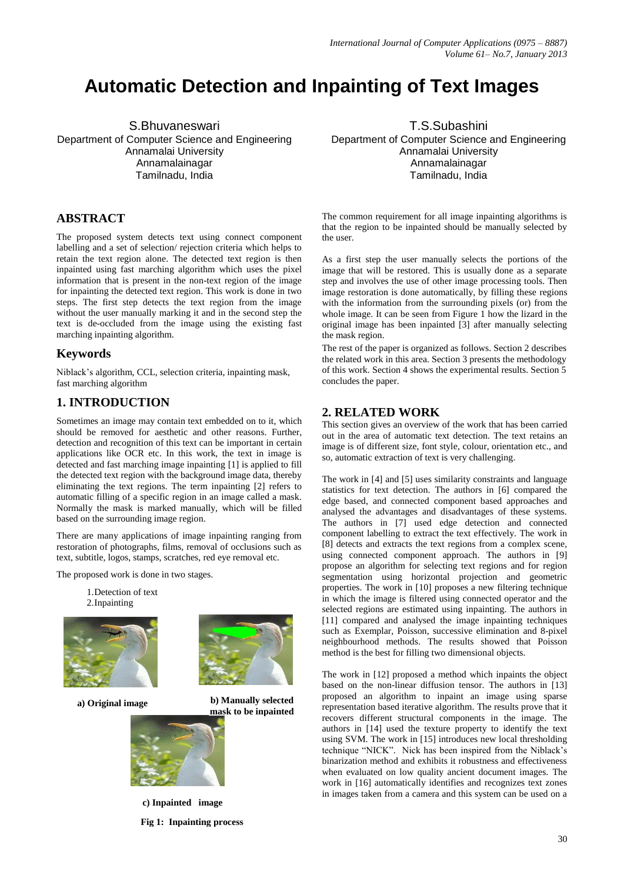# Automatic Detection and Inpainting of Text Images

S.Bhuvaneswari
Department of Computer Science and Engineering
Annamalai University
Annamalainagar
Tamilnadu, India

T.S.Subashini
Department of Computer Science and Engineering
Annamalai University
Annamalainagar
Tamilnadu, India

## ABSTRACT

The proposed system detects text using connect component labelling and a set of selection/ rejection criteria which helps to retain the text region alone. The detected text region is then inpainted using fast marching algorithm which uses the pixel information that is present in the non-text region of the image for inpainting the detected text region. This work is done in two steps. The first step detects the text region from the image without the user manually marking it and in the second step the text is de-occluded from the image using the existing fast marching inpainting algorithm.

## Keywords

Niblack's algorithm, CCL, selection criteria, inpainting mask, fast marching algorithm

## 1. INTRODUCTION

Sometimes an image may contain text embedded on to it, which should be removed for aesthetic and other reasons. Further, detection and recognition of this text can be important in certain applications like OCR etc. In this work, the text in image is detected and fast marching image inpainting [1] is applied to fill the detected text region with the background image data, thereby eliminating the text regions. The term inpainting [2] refers to automatic filling of a specific region in an image called a mask. Normally the mask is marked manually, which will be filled based on the surrounding image region.

There are many applications of image inpainting ranging from restoration of photographs, films, removal of occlusions such as text, subtitle, logos, stamps, scratches, red eye removal etc.

The proposed work is done in two stages.

1. Detection of text
2. Inpainting

**a) Original image**

**b) Manually selected mask to be inpainted**

**c) Inpainted image**

**Fig 1: Inpainting process**

The common requirement for all image inpainting algorithms is that the region to be inpainted should be manually selected by the user.

As a first step the user manually selects the portions of the image that will be restored. This is usually done as a separate step and involves the use of other image processing tools. Then image restoration is done automatically, by filling these regions with the information from the surrounding pixels (or) from the whole image. It can be seen from Figure 1 how the lizard in the original image has been inpainted [3] after manually selecting the mask region.

The rest of the paper is organized as follows. Section 2 describes the related work in this area. Section 3 presents the methodology of this work. Section 4 shows the experimental results. Section 5 concludes the paper.

## 2. RELATED WORK

This section gives an overview of the work that has been carried out in the area of automatic text detection. The text retains an image is of different size, font style, colour, orientation etc., and so, automatic extraction of text is very challenging.

The work in [4] and [5] uses similarity constraints and language statistics for text detection. The authors in [6] compared the edge based, and connected component based approaches and analysed the advantages and disadvantages of these systems. The authors in [7] used edge detection and connected component labelling to extract the text effectively. The work in [8] detects and extracts the text regions from a complex scene, using connected component approach. The authors in [9] propose an algorithm for selecting text regions and for region segmentation using horizontal projection and geometric properties. The work in [10] proposes a new filtering technique in which the image is filtered using connected operator and the selected regions are estimated using inpainting. The authors in [11] compared and analysed the image inpainting techniques such as Exemplar, Poisson, successive elimination and 8-pixel neighbourhood methods. The results showed that Poisson method is the best for filling two dimensional objects.

The work in [12] proposed a method which inpaints the object based on the non-linear diffusion tensor. The authors in [13] proposed an algorithm to inpaint an image using sparse representation based iterative algorithm. The results prove that it recovers different structural components in the image. The authors in [14] used the texture property to identify the text using SVM. The work in [15] introduces new local thresholding technique "NICK". Nick has been inspired from the Niblack's binarization method and exhibits it robustness and effectiveness when evaluated on low quality ancient document images. The work in [16] automatically identifies and recognizes text zones in images taken from a camera and this system can be used on a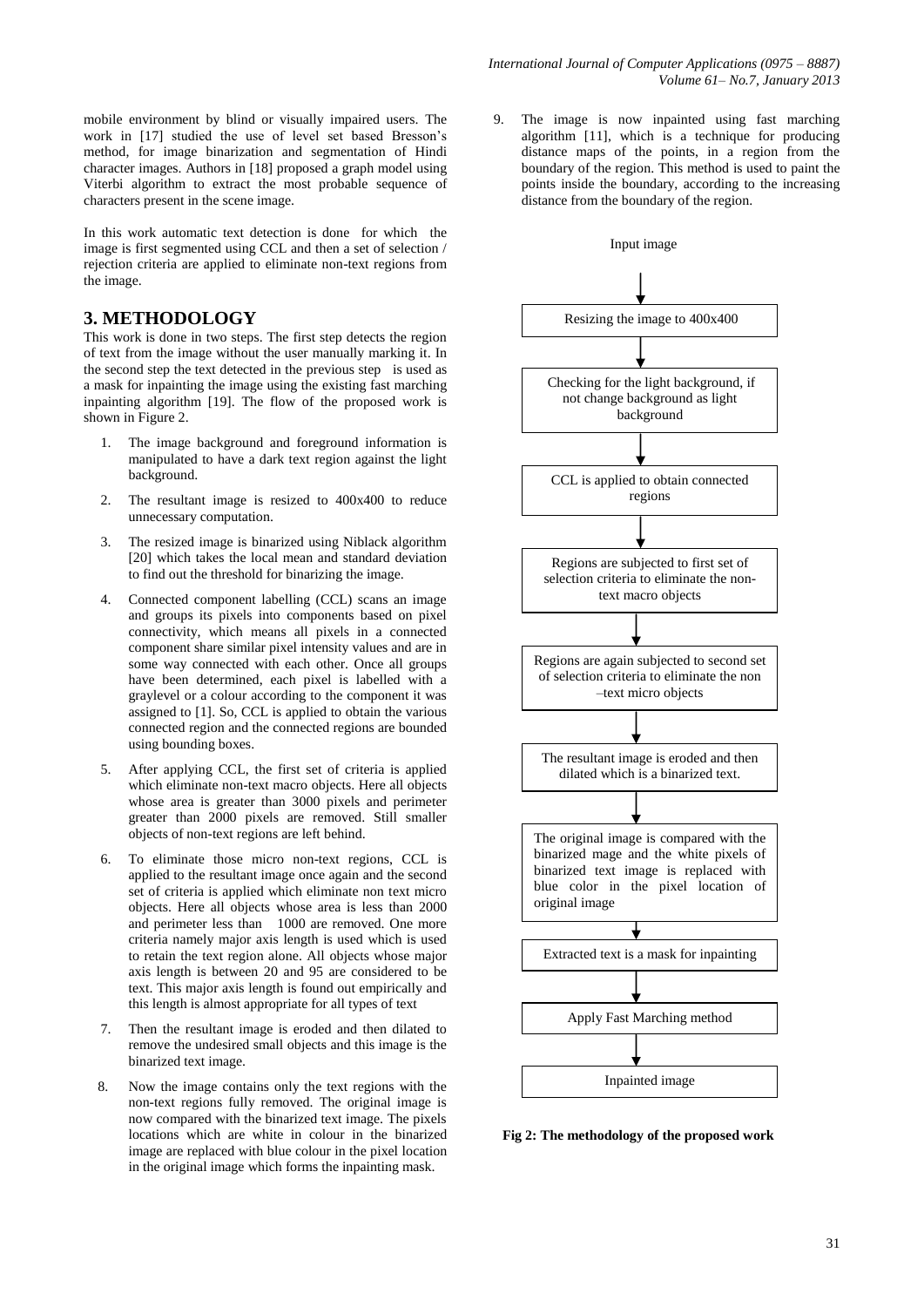mobile environment by blind or visually impaired users. The work in [17] studied the use of level set based Bresson's method, for image binarization and segmentation of Hindi character images. Authors in [18] proposed a graph model using Viterbi algorithm to extract the most probable sequence of characters present in the scene image.

In this work automatic text detection is done for which the image is first segmented using CCL and then a set of selection / rejection criteria are applied to eliminate non-text regions from the image.

## 3. METHODOLOGY

This work is done in two steps. The first step detects the region of text from the image without the user manually marking it. In the second step the text detected in the previous step is used as a mask for inpainting the image using the existing fast marching inpainting algorithm [19]. The flow of the proposed work is shown in Figure 2.

1. The image background and foreground information is manipulated to have a dark text region against the light background.
2. The resultant image is resized to 400x400 to reduce unnecessary computation.
3. The resized image is binarized using Niblack algorithm [20] which takes the local mean and standard deviation to find out the threshold for binarizing the image.
4. Connected component labelling (CCL) scans an image and groups its pixels into components based on pixel connectivity, which means all pixels in a connected component share similar pixel intensity values and are in some way connected with each other. Once all groups have been determined, each pixel is labelled with a graylevel or a colour according to the component it was assigned to [1]. So, CCL is applied to obtain the various connected region and the connected regions are bounded using bounding boxes.
5. After applying CCL, the first set of criteria is applied which eliminate non-text macro objects. Here all objects whose area is greater than 3000 pixels and perimeter greater than 2000 pixels are removed. Still smaller objects of non-text regions are left behind.
6. To eliminate those micro non-text regions, CCL is applied to the resultant image once again and the second set of criteria is applied which eliminate non text micro objects. Here all objects whose area is less than 2000 and perimeter less than 1000 are removed. One more criteria namely major axis length is used which is used to retain the text region alone. All objects whose major axis length is between 20 and 95 are considered to be text. This major axis length is found out empirically and this length is almost appropriate for all types of text
7. Then the resultant image is eroded and then dilated to remove the undesired small objects and this image is the binarized text image.
8. Now the image contains only the text regions with the non-text regions fully removed. The original image is now compared with the binarized text image. The pixels locations which are white in colour in the binarized image are replaced with blue colour in the pixel location in the original image which forms the inpainting mask.
9. The image is now inpainted using fast marching algorithm [11], which is a technique for producing distance maps of the points, in a region from the boundary of the region. This method is used to paint the points inside the boundary, according to the increasing distance from the boundary of the region.

Input image

↓

Resizing the image to 400x400

↓

Checking for the light background, if not change background as light background

↓

CCL is applied to obtain connected regions

↓

Regions are subjected to first set of selection criteria to eliminate the non-text macro objects

↓

Regions are again subjected to second set of selection criteria to eliminate the non –text micro objects

↓

The resultant image is eroded and then dilated which is a binarized text.

↓

The original image is compared with the binarized mage and the white pixels of binarized text image is replaced with blue color in the pixel location of original image

↓

Extracted text is a mask for inpainting

↓

Apply Fast Marching method

↓

Inpainted image

**Fig 2: The methodology of the proposed work**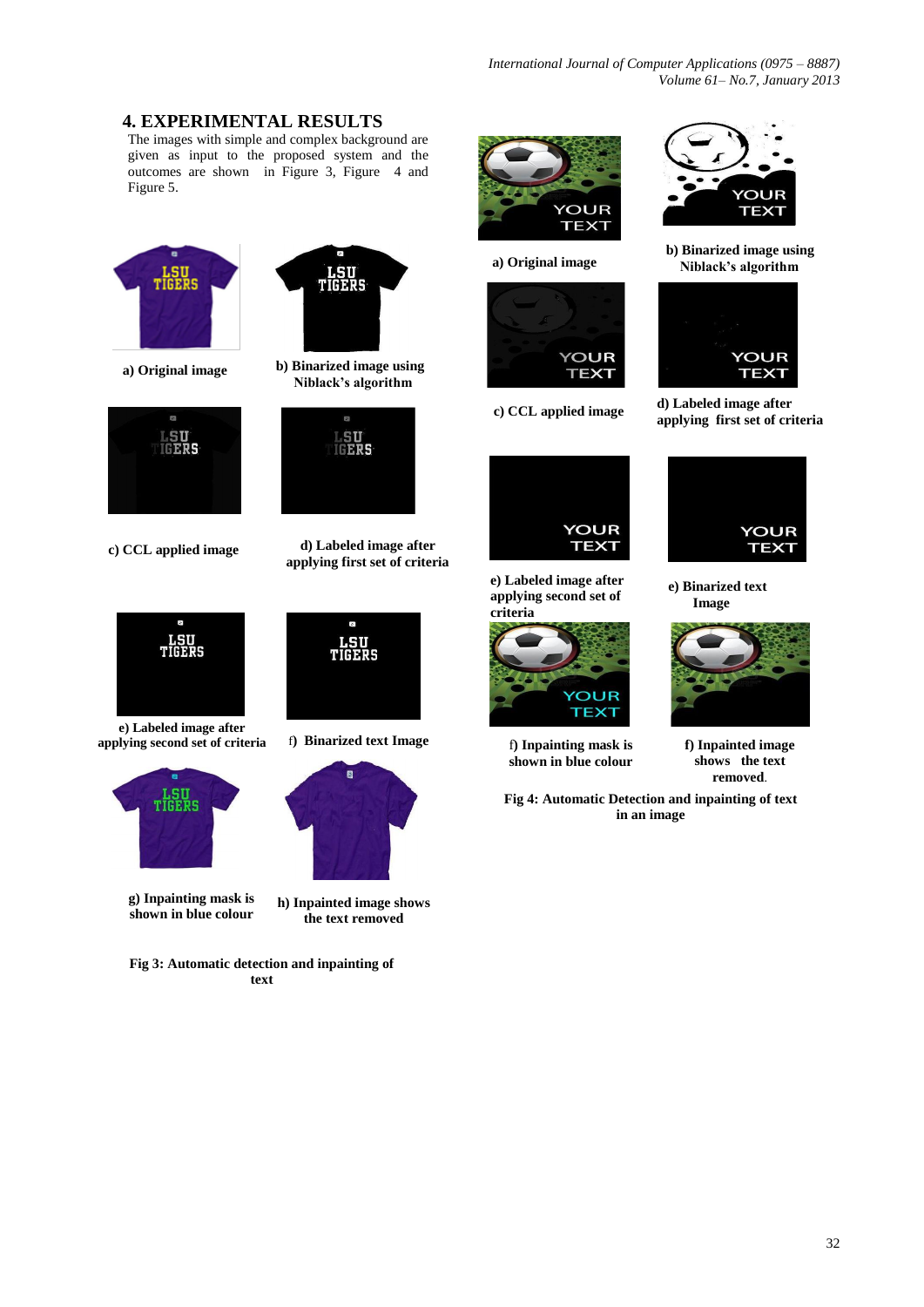## 4. EXPERIMENTAL RESULTS

The images with simple and complex background are given as input to the proposed system and the outcomes are shown in Figure 3, Figure 4 and Figure 5.

a) Original image

b) Binarized image using Niblack's algorithm

c) CCL applied image

d) Labeled image after applying first set of criteria

e) Labeled image after applying second set of criteria

f) Binarized text Image

g) Inpainting mask is shown in blue colour

h) Inpainted image shows the text removed

**Fig 3: Automatic detection and inpainting of text**

a) Original image

b) Binarized image using Niblack's algorithm

c) CCL applied image

d) Labeled image after applying first set of criteria

e) Labeled image after applying second set of criteria

e) Binarized text Image

f) Inpainting mask is shown in blue colour

f) Inpainted image shows the text removed.

**Fig 4: Automatic Detection and inpainting of text in an image**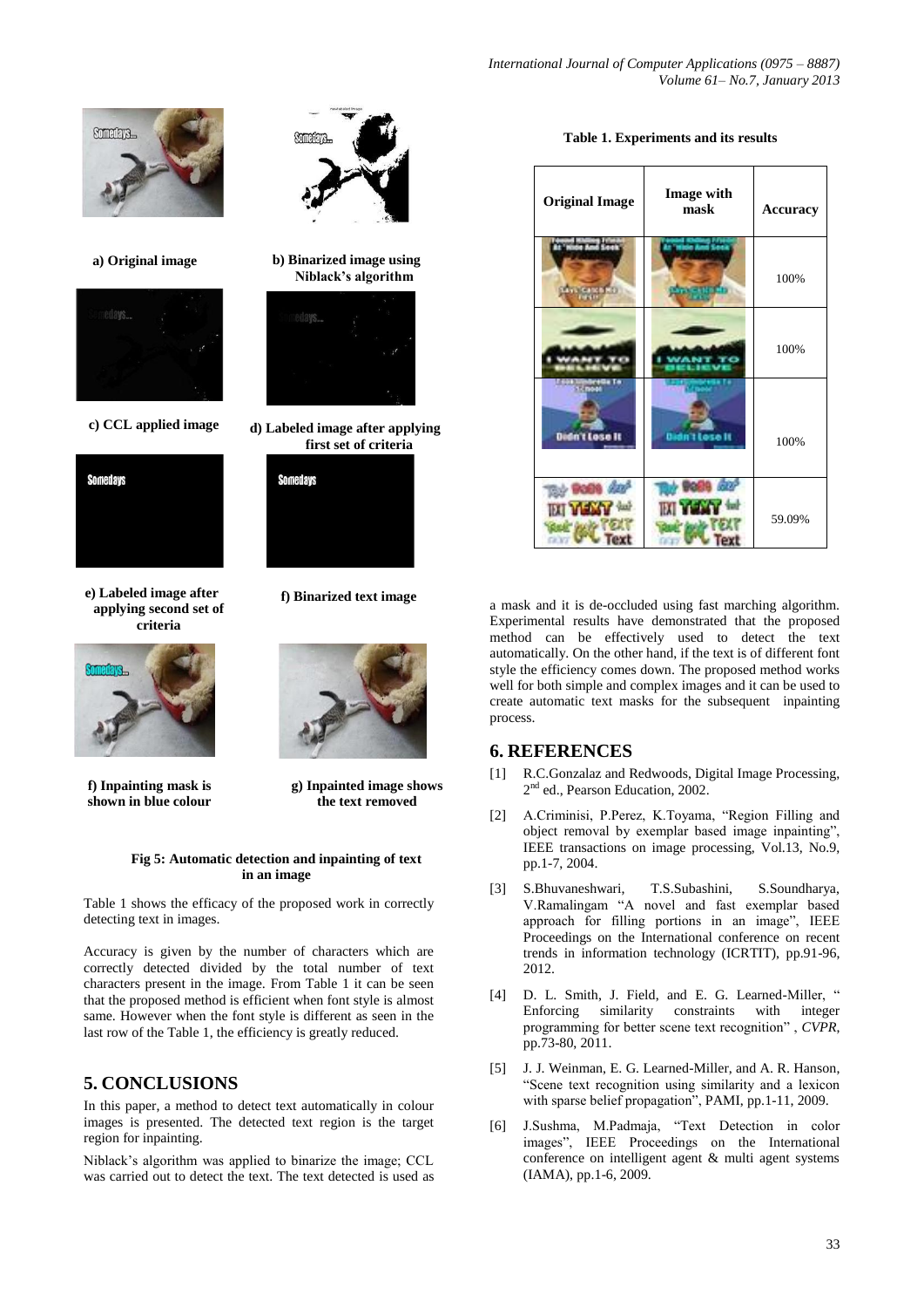a) Original image

b) Binarized image using Niblack's algorithm

c) CCL applied image

d) Labeled image after applying first set of criteria

e) Labeled image after applying second set of criteria

f) Binarized text image

f) Inpainting mask is shown in blue colour

g) Inpainted image shows the text removed

**Fig 5: Automatic detection and inpainting of text in an image**

Table 1 shows the efficacy of the proposed work in correctly detecting text in images.

Accuracy is given by the number of characters which are correctly detected divided by the total number of text characters present in the image. From Table 1 it can be seen that the proposed method is efficient when font style is almost same. However when the font style is different as seen in the last row of the Table 1, the efficiency is greatly reduced.

## 5. CONCLUSIONS

In this paper, a method to detect text automatically in colour images is presented. The detected text region is the target region for inpainting.

Niblack's algorithm was applied to binarize the image; CCL was carried out to detect the text. The text detected is used as a mask and it is de-occluded using fast marching algorithm. Experimental results have demonstrated that the proposed method can be effectively used to detect the text automatically. On the other hand, if the text is of different font style the efficiency comes down. The proposed method works well for both simple and complex images and it can be used to create automatic text masks for the subsequent inpainting process.

**Table 1. Experiments and its results**

| Original Image | Image with mask | Accuracy |
|---|---|---|
| | | 100% |
| | | 100% |
| | | 100% |
| | | 59.09% |

## 6. REFERENCES

[1] R.C.Gonzalaz and Redwoods, Digital Image Processing, 2nd ed., Pearson Education, 2002.

[2] A.Criminisi, P.Perez, K.Toyama, "Region Filling and object removal by exemplar based image inpainting", IEEE transactions on image processing, Vol.13, No.9, pp.1-7, 2004.

[3] S.Bhuvaneshwari, T.S.Subashini, S.Soundharya, V.Ramalingam "A novel and fast exemplar based approach for filling portions in an image", IEEE Proceedings on the International conference on recent trends in information technology (ICRTIT), pp.91-96, 2012.

[4] D. L. Smith, J. Field, and E. G. Learned-Miller, " Enforcing similarity constraints with integer programming for better scene text recognition" , *CVPR*, pp.73-80, 2011.

[5] J. J. Weinman, E. G. Learned-Miller, and A. R. Hanson, "Scene text recognition using similarity and a lexicon with sparse belief propagation", PAMI, pp.1-11, 2009.

[6] J.Sushma, M.Padmaja, "Text Detection in color images", IEEE Proceedings on the International conference on intelligent agent & multi agent systems (IAMA), pp.1-6, 2009.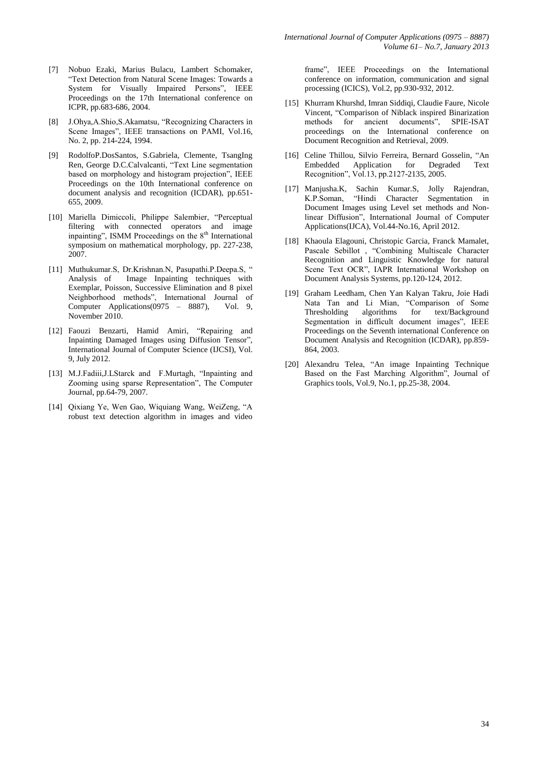[7] Nobuo Ezaki, Marius Bulacu, Lambert Schomaker, "Text Detection from Natural Scene Images: Towards a System for Visually Impaired Persons", IEEE Proceedings on the 17th International conference on ICPR, pp.683-686, 2004.

[8] J.Ohya,A.Shio,S.Akamatsu, "Recognizing Characters in Scene Images", IEEE transactions on PAMI, Vol.16, No. 2, pp. 214-224, 1994.

[9] RodolfoP.DosSantos, S.Gabriela, Clemente, TsangIng Ren, George D.C.Calvalcanti, "Text Line segmentation based on morphology and histogram projection", IEEE Proceedings on the 10th International conference on document analysis and recognition (ICDAR), pp.651-655, 2009.

[10] Mariella Dimiccoli, Philippe Salembier, "Perceptual filtering with connected operators and image inpainting", ISMM Proceedings on the 8th International symposium on mathematical morphology, pp. 227-238, 2007.

[11] Muthukumar.S, Dr.Krishnan.N, Pasupathi.P.Deepa.S, " Analysis of Image Inpainting techniques with Exemplar, Poisson, Successive Elimination and 8 pixel Neighborhood methods", International Journal of Computer Applications(0975 – 8887), Vol. 9, November 2010.

[12] Faouzi Benzarti, Hamid Amiri, "Repairing and Inpainting Damaged Images using Diffusion Tensor", International Journal of Computer Science (IJCSI), Vol. 9, July 2012.

[13] M.J.Fadiii,J.LStarck and F.Murtagh, "Inpainting and Zooming using sparse Representation", The Computer Journal, pp.64-79, 2007.

[14] Qixiang Ye, Wen Gao, Wiquiang Wang, WeiZeng, "A robust text detection algorithm in images and video frame", IEEE Proceedings on the International conference on information, communication and signal processing (ICICS), Vol.2, pp.930-932, 2012.

[15] Khurram Khurshd, Imran Siddiqi, Claudie Faure, Nicole Vincent, "Comparison of Niblack inspired Binarization methods for ancient documents", SPIE-ISAT proceedings on the International conference on Document Recognition and Retrieval, 2009.

[16] Celine Thillou, Silvio Ferreira, Bernard Gosselin, "An Embedded Application for Degraded Text Recognition", Vol.13, pp.2127-2135, 2005.

[17] Manjusha.K, Sachin Kumar.S, Jolly Rajendran, K.P.Soman, "Hindi Character Segmentation in Document Images using Level set methods and Non-linear Diffusion", International Journal of Computer Applications(IJCA), Vol.44-No.16, April 2012.

[18] Khaoula Elagouni, Christopic Garcia, Franck Mamalet, Pascale Sebillot , "Combining Multiscale Character Recognition and Linguistic Knowledge for natural Scene Text OCR", IAPR International Workshop on Document Analysis Systems, pp.120-124, 2012.

[19] Graham Leedham, Chen Yan Kalyan Takru, Joie Hadi Nata Tan and Li Mian, "Comparison of Some Thresholding algorithms for text/Background Segmentation in difficult document images", IEEE Proceedings on the Seventh international Conference on Document Analysis and Recognition (ICDAR), pp.859-864, 2003.

[20] Alexandru Telea, "An image Inpainting Technique Based on the Fast Marching Algorithm", Journal of Graphics tools, Vol.9, No.1, pp.25-38, 2004.